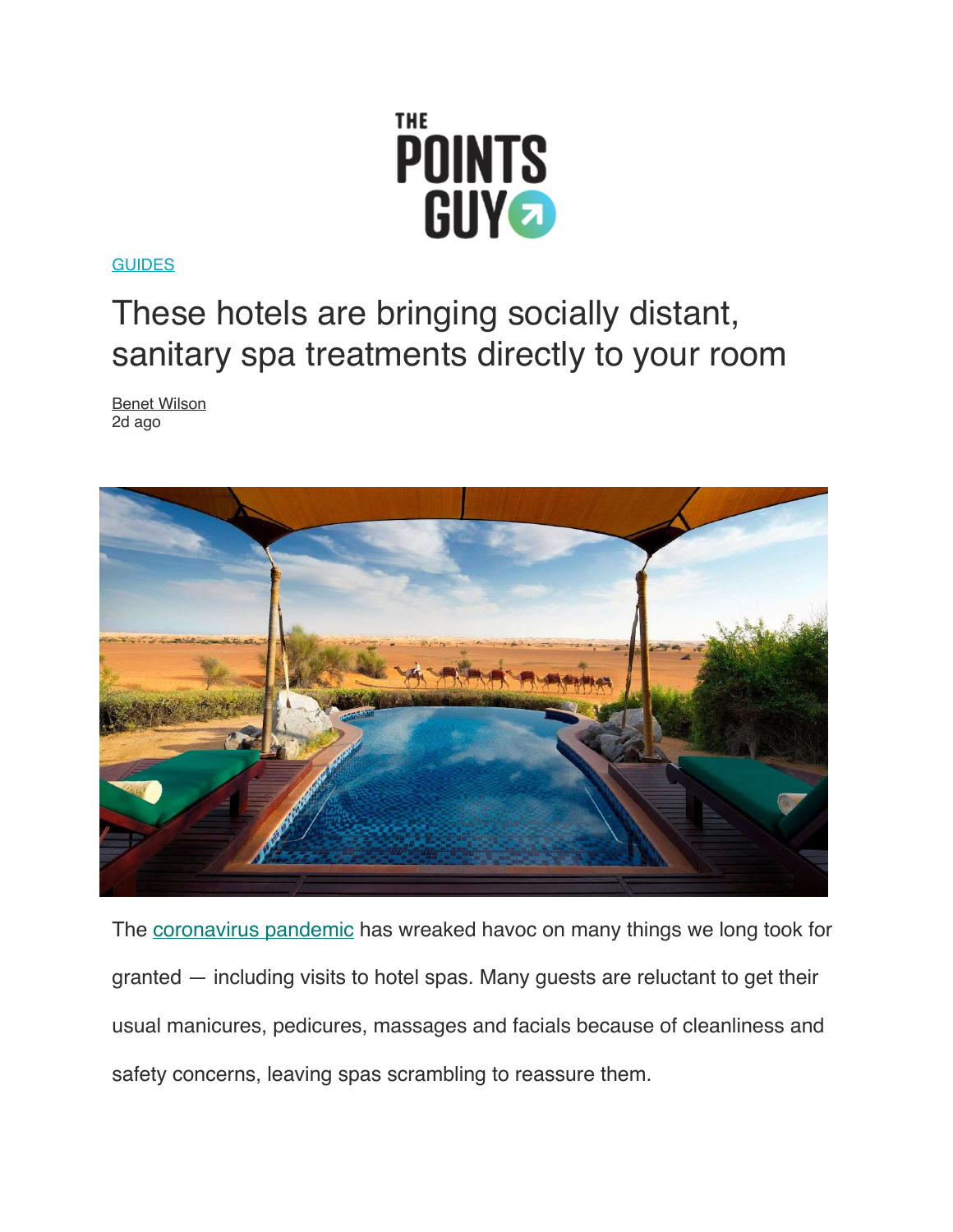THE POINTS GUY

GUIDES

# These hotels are bringing socially distant, sanitary spa treatments directly to your room

Benet Wilson
2d ago

The coronavirus pandemic has wreaked havoc on many things we long took for granted — including visits to hotel spas. Many guests are reluctant to get their usual manicures, pedicures, massages and facials because of cleanliness and safety concerns, leaving spas scrambling to reassure them.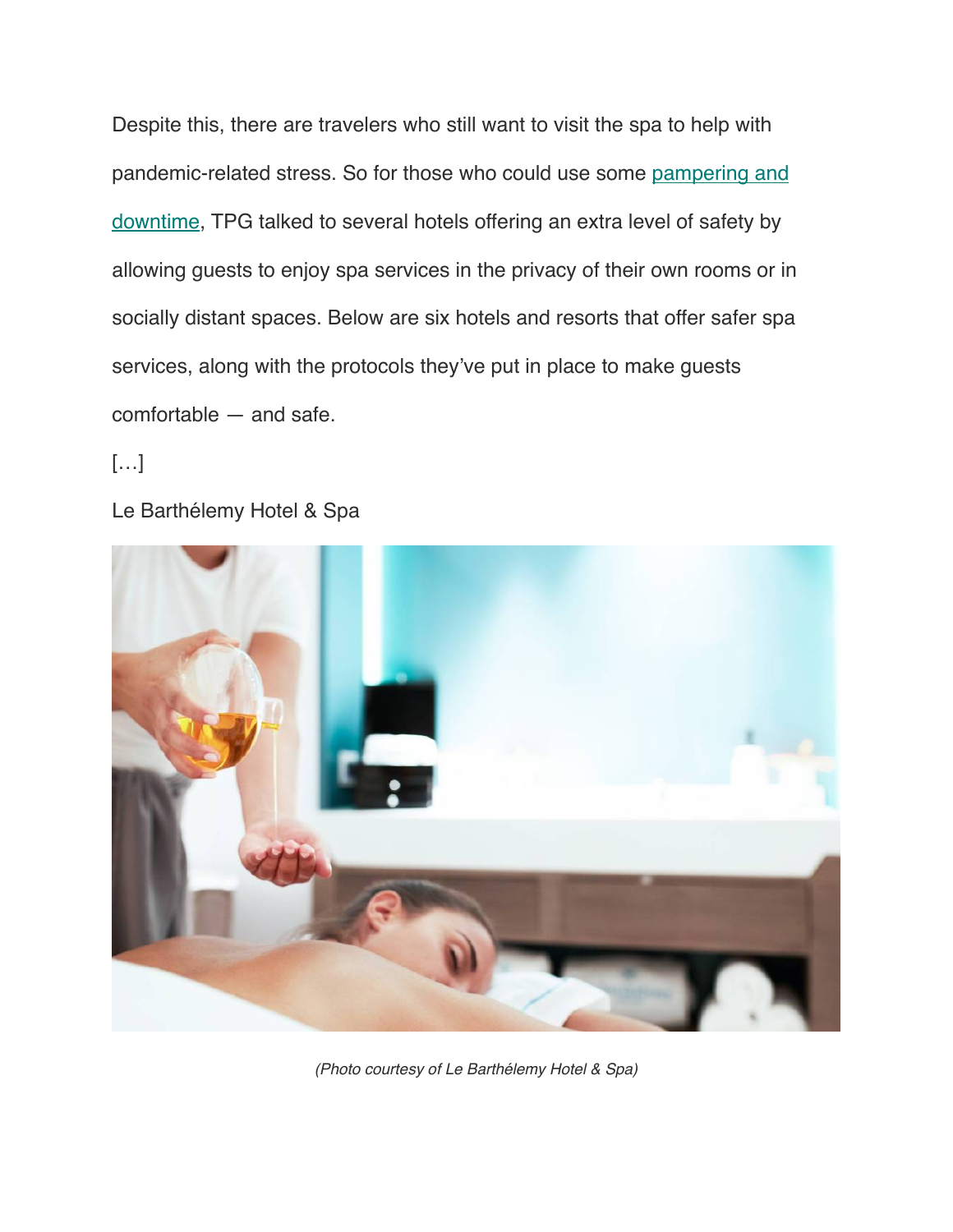Despite this, there are travelers who still want to visit the spa to help with pandemic-related stress. So for those who could use some [pampering and downtime](), TPG talked to several hotels offering an extra level of safety by allowing guests to enjoy spa services in the privacy of their own rooms or in socially distant spaces. Below are six hotels and resorts that offer safer spa services, along with the protocols they've put in place to make guests comfortable — and safe.

[…]

Le Barthélemy Hotel & Spa

*(Photo courtesy of Le Barthélemy Hotel & Spa)*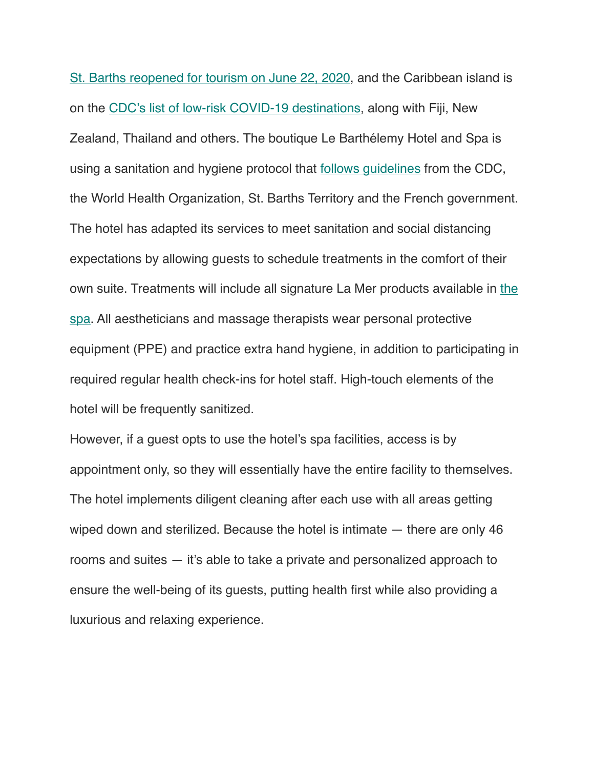St. Barths reopened for tourism on June 22, 2020, and the Caribbean island is on the CDC's list of low-risk COVID-19 destinations, along with Fiji, New Zealand, Thailand and others. The boutique Le Barthélemy Hotel and Spa is using a sanitation and hygiene protocol that follows guidelines from the CDC, the World Health Organization, St. Barths Territory and the French government. The hotel has adapted its services to meet sanitation and social distancing expectations by allowing guests to schedule treatments in the comfort of their own suite. Treatments will include all signature La Mer products available in the spa. All aestheticians and massage therapists wear personal protective equipment (PPE) and practice extra hand hygiene, in addition to participating in required regular health check-ins for hotel staff. High-touch elements of the hotel will be frequently sanitized.

However, if a guest opts to use the hotel's spa facilities, access is by appointment only, so they will essentially have the entire facility to themselves. The hotel implements diligent cleaning after each use with all areas getting wiped down and sterilized. Because the hotel is intimate — there are only 46 rooms and suites — it's able to take a private and personalized approach to ensure the well-being of its guests, putting health first while also providing a luxurious and relaxing experience.